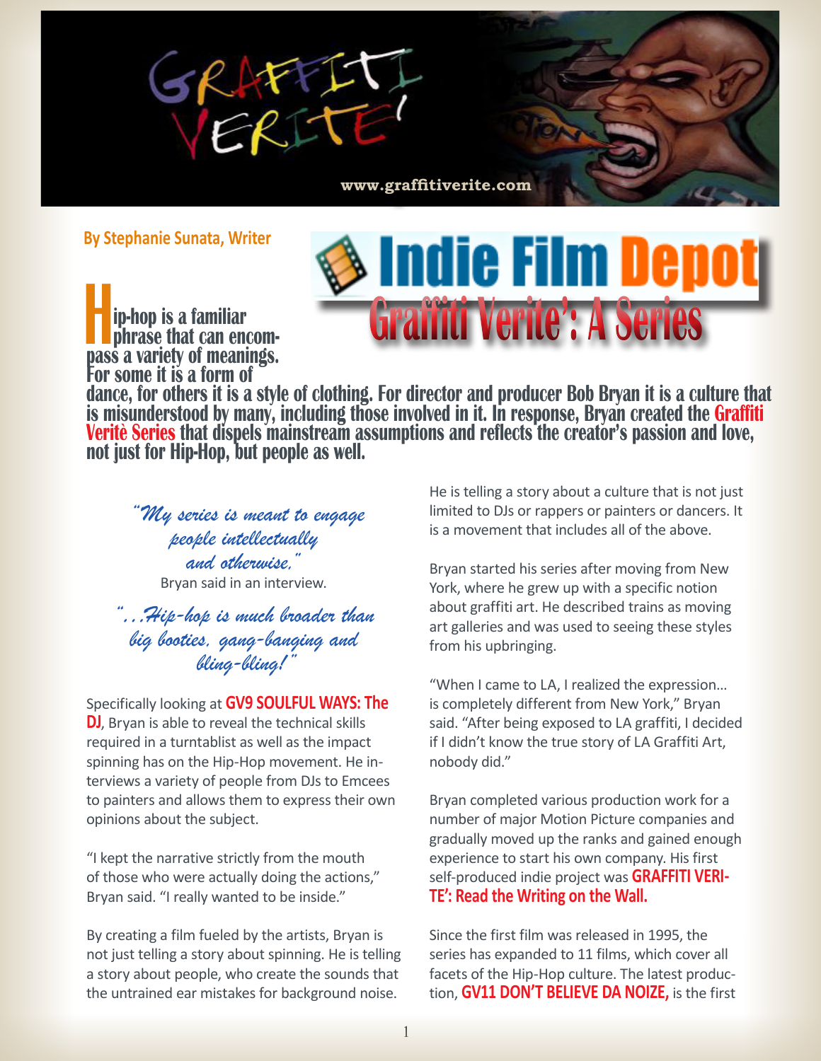# Graffiti Verite'

www.graffitiverite.com

**By Stephanie Sunata, Writer**

## Indie Film Depot

## Graffiti Verite': A Series

**Hip-hop is a familiar phrase that can encompass a variety of meanings. For some it is a form of dance, for others it is a style of clothing. For director and producer Bob Bryan it is a culture that is misunderstood by many, including those involved in it. In response, Bryan created the Graffiti Veritè Series that dispels mainstream assumptions and reflects the creator's passion and love, not just for Hip-Hop, but people as well.**

*"My series is meant to engage people intellectually and otherwise,"* Bryan said in an interview.

*"…Hip-hop is much broader than big booties, gang-banging and bling-bling!"*

Specifically looking at **GV9 SOULFUL WAYS: The DJ**, Bryan is able to reveal the technical skills required in a turntablist as well as the impact spinning has on the Hip-Hop movement. He interviews a variety of people from DJs to Emcees to painters and allows them to express their own opinions about the subject.

"I kept the narrative strictly from the mouth of those who were actually doing the actions," Bryan said. "I really wanted to be inside."

By creating a film fueled by the artists, Bryan is not just telling a story about spinning. He is telling a story about people, who create the sounds that the untrained ear mistakes for background noise.

He is telling a story about a culture that is not just limited to DJs or rappers or painters or dancers. It is a movement that includes all of the above.

Bryan started his series after moving from New York, where he grew up with a specific notion about graffiti art. He described trains as moving art galleries and was used to seeing these styles from his upbringing.

"When I came to LA, I realized the expression… is completely different from New York," Bryan said. "After being exposed to LA graffiti, I decided if I didn't know the true story of LA Graffiti Art, nobody did."

Bryan completed various production work for a number of major Motion Picture companies and gradually moved up the ranks and gained enough experience to start his own company. His first self-produced indie project was **GRAFFITI VERITE': Read the Writing on the Wall.**

Since the first film was released in 1995, the series has expanded to 11 films, which cover all facets of the Hip-Hop culture. The latest production, **GV11 DON'T BELIEVE DA NOIZE,** is the first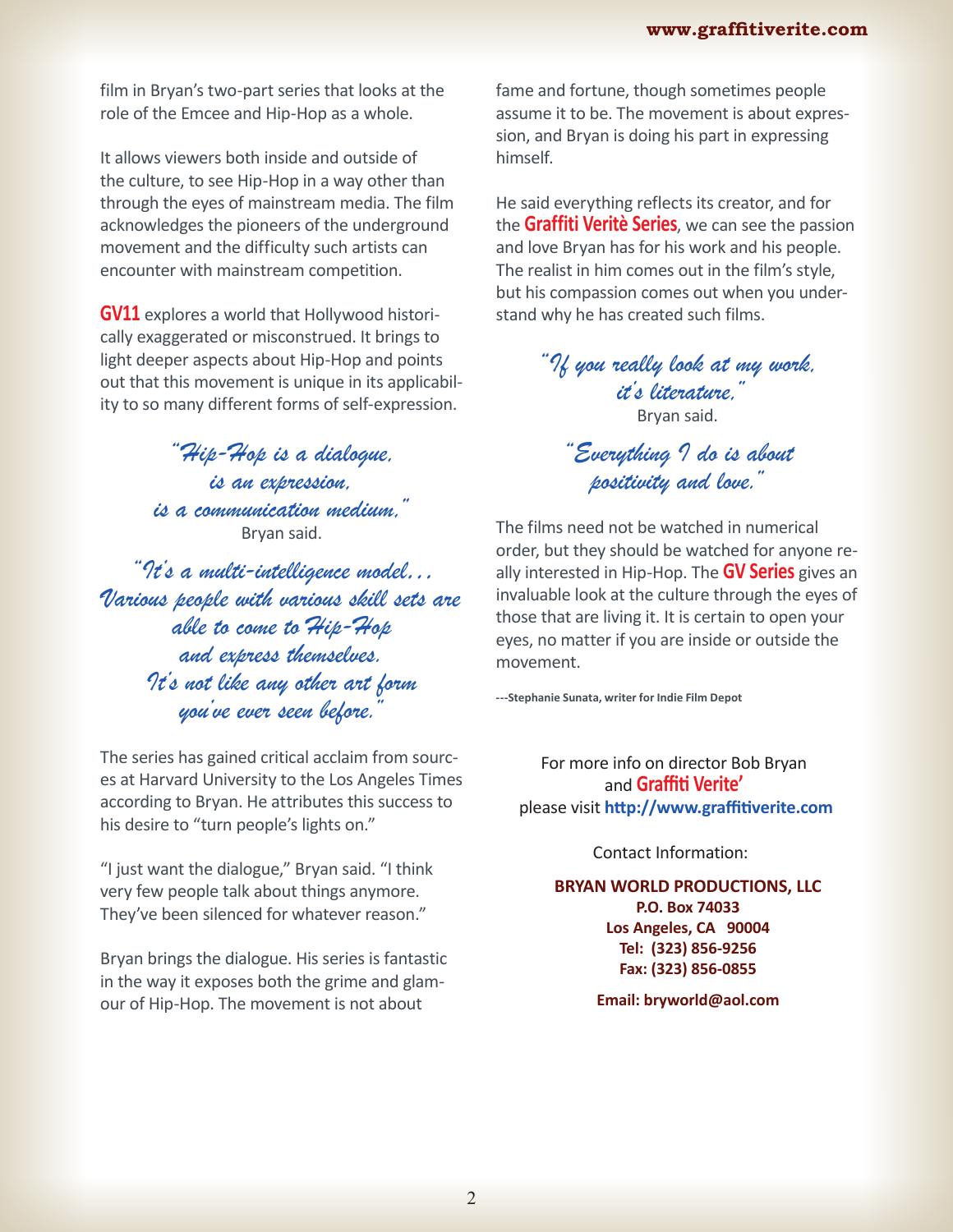film in Bryan's two-part series that looks at the role of the Emcee and Hip-Hop as a whole.

It allows viewers both inside and outside of the culture, to see Hip-Hop in a way other than through the eyes of mainstream media. The film acknowledges the pioneers of the underground movement and the difficulty such artists can encounter with mainstream competition.

**GV11** explores a world that Hollywood historically exaggerated or misconstrued. It brings to light deeper aspects about Hip-Hop and points out that this movement is unique in its applicability to so many different forms of self-expression.

*"Hip-Hop is a dialogue,*
*is an expression,*
*is a communication medium,"*
Bryan said.

*"It's a multi-intelligence model... Various people with various skill sets are able to come to Hip-Hop and express themselves. It's not like any other art form you've ever seen before."*

The series has gained critical acclaim from sources at Harvard University to the Los Angeles Times according to Bryan. He attributes this success to his desire to "turn people's lights on."

"I just want the dialogue," Bryan said. "I think very few people talk about things anymore. They've been silenced for whatever reason."

Bryan brings the dialogue. His series is fantastic in the way it exposes both the grime and glamour of Hip-Hop. The movement is not about fame and fortune, though sometimes people assume it to be. The movement is about expression, and Bryan is doing his part in expressing himself.

He said everything reflects its creator, and for the **Graffiti Veritè Series**, we can see the passion and love Bryan has for his work and his people. The realist in him comes out in the film's style, but his compassion comes out when you understand why he has created such films.

*"If you really look at my work, it's literature,"*
Bryan said.

*"Everything I do is about positivity and love."*

The films need not be watched in numerical order, but they should be watched for anyone really interested in Hip-Hop. The **GV Series** gives an invaluable look at the culture through the eyes of those that are living it. It is certain to open your eyes, no matter if you are inside or outside the movement.

**---Stephanie Sunata, writer for Indie Film Depot**

For more info on director Bob Bryan and **Graffiti Verite'**
please visit **http://www.graffitiverite.com**

Contact Information:

**BRYAN WORLD PRODUCTIONS, LLC**
**P.O. Box 74033**
**Los Angeles, CA 90004**
**Tel: (323) 856-9256**
**Fax: (323) 856-0855**

**Email: bryworld@aol.com**